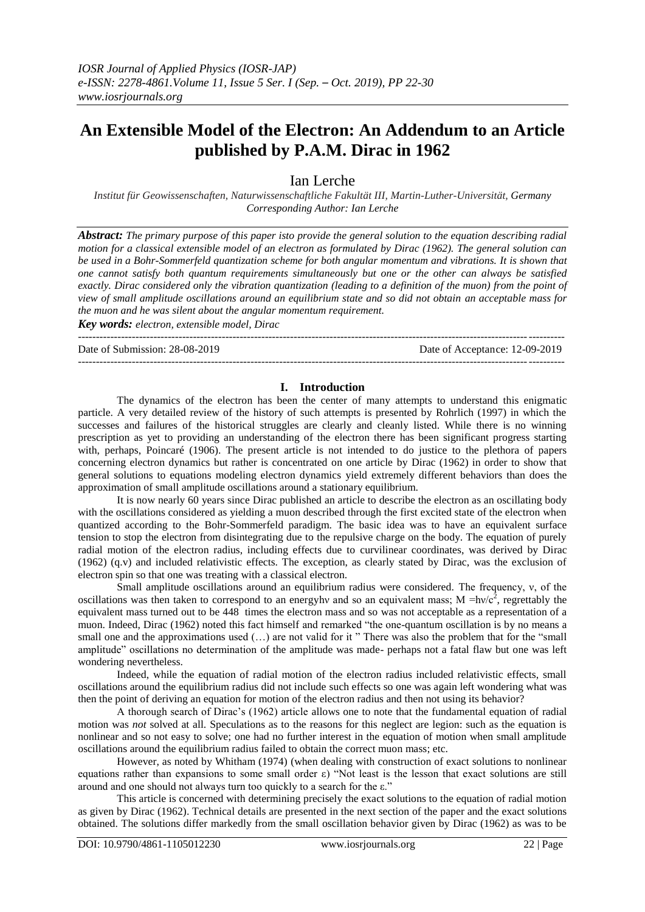# An Extensible Model of the Electron: An Addendum to an Article published by P.A.M. Dirac in 1962

Ian Lerche

*Institut für Geowissenschaften, Naturwissenschaftliche Fakultät III, Martin-Luther-Universität, Germany*
*Corresponding Author: Ian Lerche*

***Abstract:*** *The primary purpose of this paper isto provide the general solution to the equation describing radial motion for a classical extensible model of an electron as formulated by Dirac (1962). The general solution can be used in a Bohr-Sommerfeld quantization scheme for both angular momentum and vibrations. It is shown that one cannot satisfy both quantum requirements simultaneously but one or the other can always be satisfied exactly. Dirac considered only the vibration quantization (leading to a definition of the muon) from the point of view of small amplitude oscillations around an equilibrium state and so did not obtain an acceptable mass for the muon and he was silent about the angular momentum requirement.*

***Key words:*** *electron, extensible model, Dirac*

---

Date of Submission: 28-08-2019 | Date of Acceptance: 12-09-2019

---

## I. Introduction

The dynamics of the electron has been the center of many attempts to understand this enigmatic particle. A very detailed review of the history of such attempts is presented by Rohrlich (1997) in which the successes and failures of the historical struggles are clearly and cleanly listed. While there is no winning prescription as yet to providing an understanding of the electron there has been significant progress starting with, perhaps, Poincaré (1906). The present article is not intended to do justice to the plethora of papers concerning electron dynamics but rather is concentrated on one article by Dirac (1962) in order to show that general solutions to equations modeling electron dynamics yield extremely different behaviors than does the approximation of small amplitude oscillations around a stationary equilibrium.

It is now nearly 60 years since Dirac published an article to describe the electron as an oscillating body with the oscillations considered as yielding a muon described through the first excited state of the electron when quantized according to the Bohr-Sommerfeld paradigm. The basic idea was to have an equivalent surface tension to stop the electron from disintegrating due to the repulsive charge on the body. The equation of purely radial motion of the electron radius, including effects due to curvilinear coordinates, was derived by Dirac (1962) (q.v) and included relativistic effects. The exception, as clearly stated by Dirac, was the exclusion of electron spin so that one was treating with a classical electron.

Small amplitude oscillations around an equilibrium radius were considered. The frequency, $\nu$, of the oscillations was then taken to correspond to an energy$h\nu$ and so an equivalent mass; $M = h\nu/c^2$, regrettably the equivalent mass turned out to be 448 times the electron mass and so was not acceptable as a representation of a muon. Indeed, Dirac (1962) noted this fact himself and remarked "the one-quantum oscillation is by no means a small one and the approximations used (…) are not valid for it " There was also the problem that for the "small amplitude" oscillations no determination of the amplitude was made- perhaps not a fatal flaw but one was left wondering nevertheless.

Indeed, while the equation of radial motion of the electron radius included relativistic effects, small oscillations around the equilibrium radius did not include such effects so one was again left wondering what was then the point of deriving an equation for motion of the electron radius and then not using its behavior?

A thorough search of Dirac's (1962) article allows one to note that the fundamental equation of radial motion was *not* solved at all. Speculations as to the reasons for this neglect are legion: such as the equation is nonlinear and so not easy to solve; one had no further interest in the equation of motion when small amplitude oscillations around the equilibrium radius failed to obtain the correct muon mass; etc.

However, as noted by Whitham (1974) (when dealing with construction of exact solutions to nonlinear equations rather than expansions to some small order $\varepsilon$) "Not least is the lesson that exact solutions are still around and one should not always turn too quickly to a search for the $\varepsilon$."

This article is concerned with determining precisely the exact solutions to the equation of radial motion as given by Dirac (1962). Technical details are presented in the next section of the paper and the exact solutions obtained. The solutions differ markedly from the small oscillation behavior given by Dirac (1962) as was to be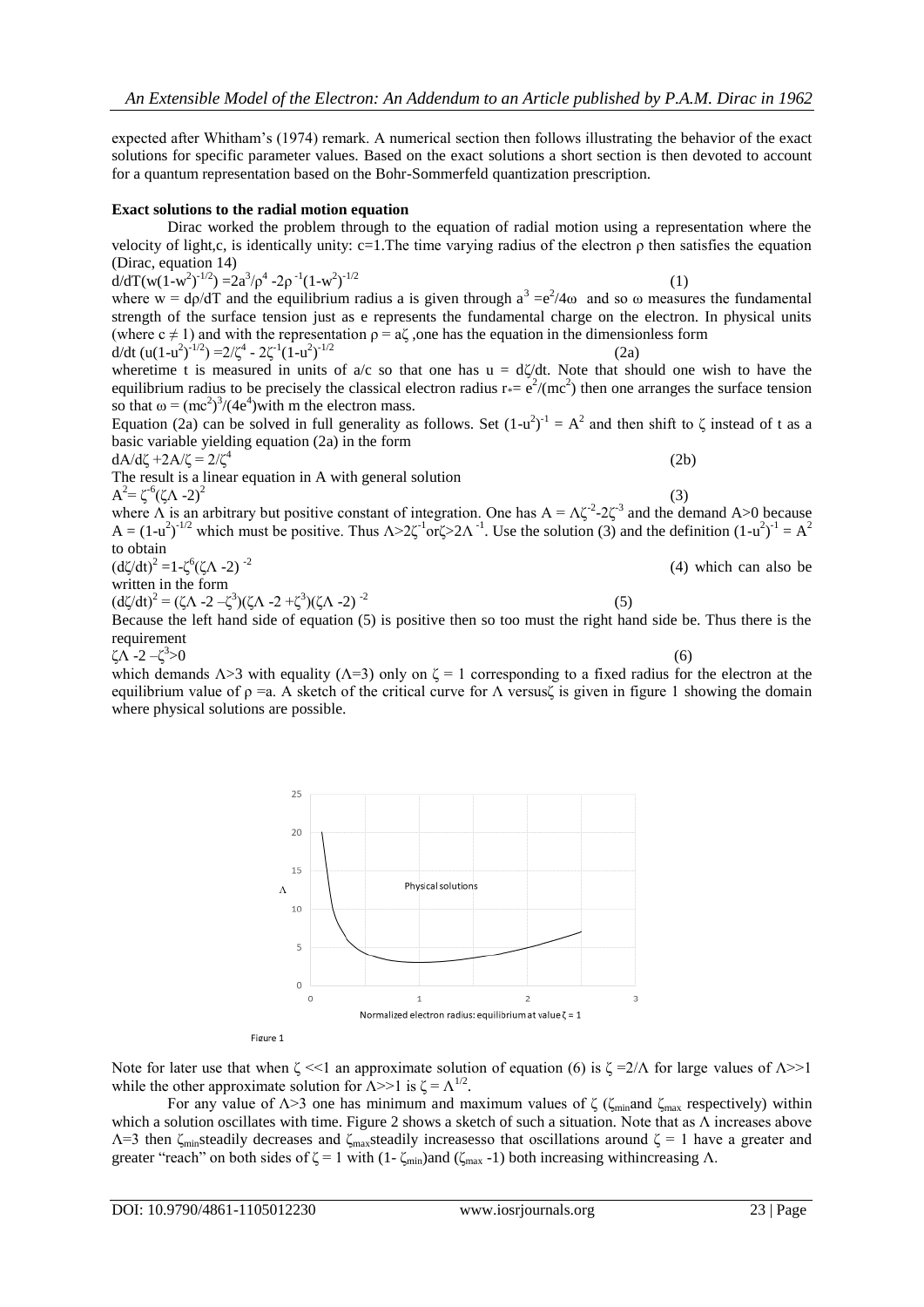expected after Whitham's (1974) remark. A numerical section then follows illustrating the behavior of the exact solutions for specific parameter values. Based on the exact solutions a short section is then devoted to account for a quantum representation based on the Bohr-Sommerfeld quantization prescription.

**Exact solutions to the radial motion equation**

Dirac worked the problem through to the equation of radial motion using a representation where the velocity of light,c, is identically unity: c=1.The time varying radius of the electron $\rho$ then satisfies the equation (Dirac, equation 14)

$$d/dT(w(1-w^2)^{-1/2}) = 2a^3/\rho^4 - 2\rho^{-1}(1-w^2)^{-1/2} \quad (1)$$

where $w = d\rho/dT$ and the equilibrium radius a is given through $a^3 = e^2/4\omega$ and so $\omega$ measures the fundamental strength of the surface tension just as e represents the fundamental charge on the electron. In physical units (where $c \neq 1$) and with the representation $\rho = a\zeta$ ,one has the equation in the dimensionless form

$$d/dt\,(u(1-u^2)^{-1/2}) = 2/\zeta^4 - 2\zeta^{-1}(1-u^2)^{-1/2} \quad (2a)$$

wheretime t is measured in units of a/c so that one has $u = d\zeta/dt$. Note that should one wish to have the equilibrium radius to be precisely the classical electron radius $r_* = e^2/(mc^2)$ then one arranges the surface tension so that $\omega = (mc^2)^3/(4e^4)$with m the electron mass.

Equation (2a) can be solved in full generality as follows. Set $(1-u^2)^{-1} = A^2$ and then shift to $\zeta$ instead of t as a basic variable yielding equation (2a) in the form

$$dA/d\zeta + 2A/\zeta = 2/\zeta^4 \quad (2b)$$

The result is a linear equation in A with general solution

$$A^2 = \zeta^{-6}(\zeta\Lambda - 2)^2 \quad (3)$$

where $\Lambda$ is an arbitrary but positive constant of integration. One has $A = \Lambda\zeta^{-2} - 2\zeta^{-3}$ and the demand A>0 because $A = (1-u^2)^{-1/2}$ which must be positive. Thus $\Lambda > 2\zeta^{-1}$ or $\zeta > 2\Lambda^{-1}$. Use the solution (3) and the definition $(1-u^2)^{-1} = A^2$ to obtain

$$(d\zeta/dt)^2 = 1 - \zeta^6(\zeta\Lambda - 2)^{-2} \quad (4)$$

which can also be written in the form

$$(d\zeta/dt)^2 = (\zeta\Lambda - 2 - \zeta^3)(\zeta\Lambda - 2 + \zeta^3)(\zeta\Lambda - 2)^{-2} \quad (5)$$

Because the left hand side of equation (5) is positive then so too must the right hand side be. Thus there is the requirement

$$\zeta\Lambda - 2 - \zeta^3 > 0 \quad (6)$$

which demands $\Lambda > 3$ with equality ($\Lambda = 3$) only on $\zeta = 1$ corresponding to a fixed radius for the electron at the equilibrium value of $\rho = a$. A sketch of the critical curve for $\Lambda$ versus $\zeta$ is given in figure 1 showing the domain where physical solutions are possible.

Figure 1

Note for later use that when $\zeta \ll 1$ an approximate solution of equation (6) is $\zeta = 2/\Lambda$ for large values of $\Lambda \gg 1$ while the other approximate solution for $\Lambda \gg 1$ is $\zeta = \Lambda^{1/2}$.

For any value of $\Lambda > 3$ one has minimum and maximum values of $\zeta$ ($\zeta_{min}$and $\zeta_{max}$ respectively) within which a solution oscillates with time. Figure 2 shows a sketch of such a situation. Note that as $\Lambda$ increases above $\Lambda = 3$ then $\zeta_{min}$steadily decreases and $\zeta_{max}$steadily increasesso that oscillations around $\zeta = 1$ have a greater and greater "reach" on both sides of $\zeta = 1$ with $(1-\zeta_{min})$and $(\zeta_{max} - 1)$ both increasing withincreasing $\Lambda$.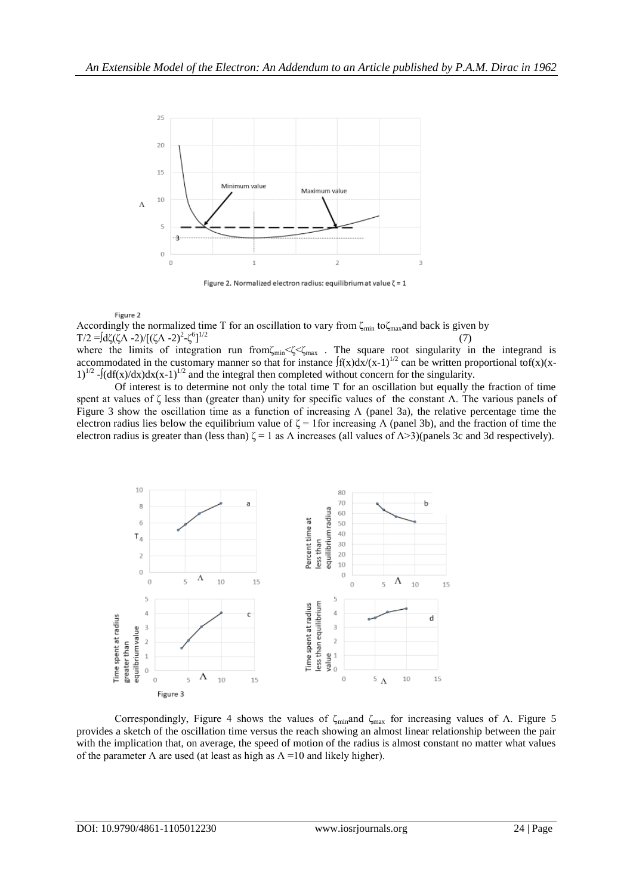Figure 2. Normalized electron radius: equilibrium at value $\zeta = 1$

Figure 2

Accordingly the normalized time T for an oscillation to vary from $\zeta_{min}$ to $\zeta_{max}$ and back is given by

$$T/2 = \int d\zeta(\zeta\Lambda - 2)/[(\zeta\Lambda - 2)^2 - \zeta^6]^{1/2} \tag{7}$$

where the limits of integration run from $\zeta_{min} < \zeta < \zeta_{max}$. The square root singularity in the integrand is accommodated in the customary manner so that for instance $\int f(x)dx/(x-1)^{1/2}$ can be written proportional to $f(x)(x-1)^{1/2} - \int(df(x)/dx)dx(x-1)^{1/2}$ and the integral then completed without concern for the singularity.

Of interest is to determine not only the total time T for an oscillation but equally the fraction of time spent at values of $\zeta$ less than (greater than) unity for specific values of the constant $\Lambda$. The various panels of Figure 3 show the oscillation time as a function of increasing $\Lambda$ (panel 3a), the relative percentage time the electron radius lies below the equilibrium value of $\zeta = 1$ for increasing $\Lambda$ (panel 3b), and the fraction of time the electron radius is greater than (less than) $\zeta = 1$ as $\Lambda$ increases (all values of $\Lambda > 3$)(panels 3c and 3d respectively).

Figure 3

Correspondingly, Figure 4 shows the values of $\zeta_{min}$ and $\zeta_{max}$ for increasing values of $\Lambda$. Figure 5 provides a sketch of the oscillation time versus the reach showing an almost linear relationship between the pair with the implication that, on average, the speed of motion of the radius is almost constant no matter what values of the parameter $\Lambda$ are used (at least as high as $\Lambda = 10$ and likely higher).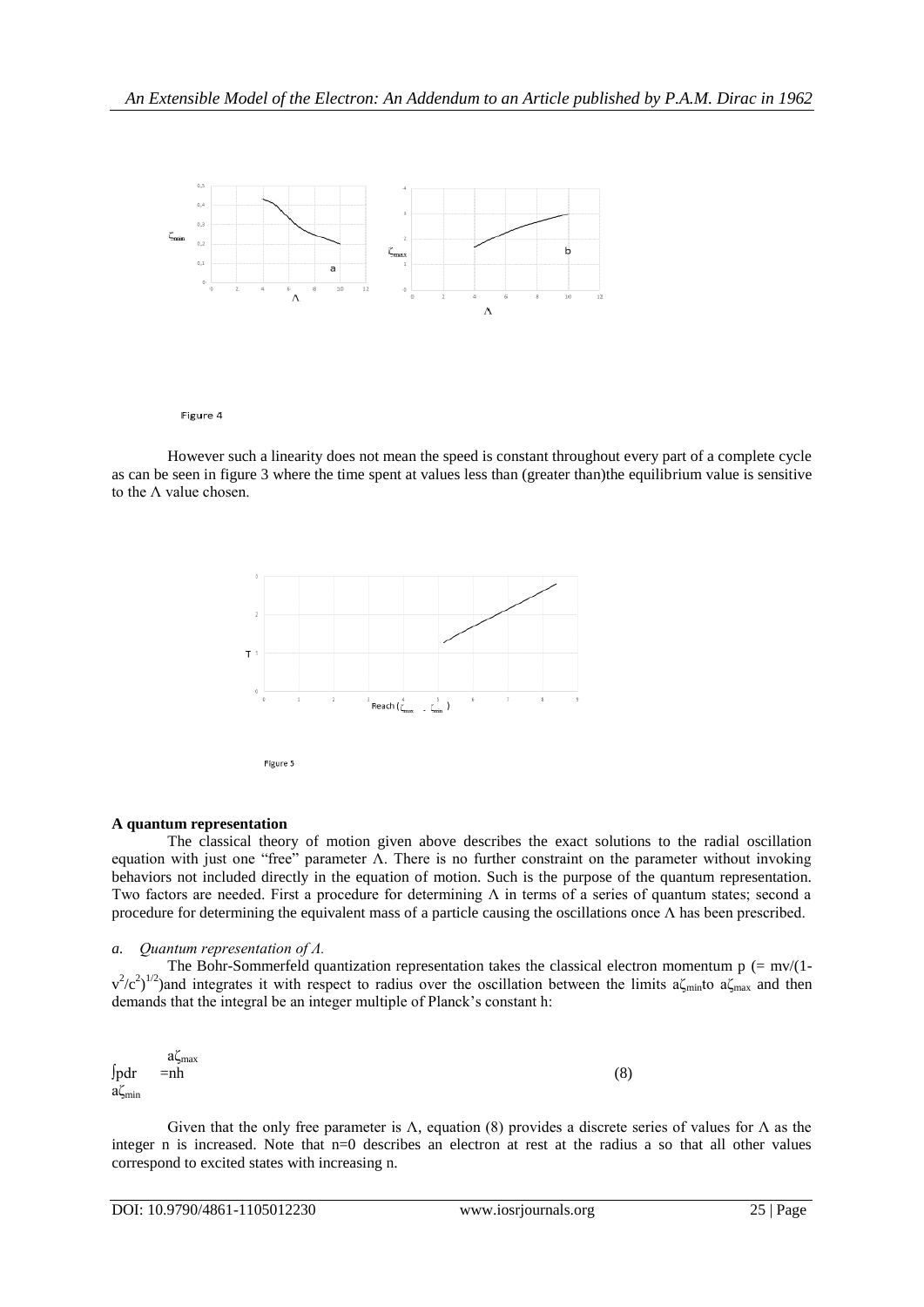Figure 4

However such a linearity does not mean the speed is constant throughout every part of a complete cycle as can be seen in figure 3 where the time spent at values less than (greater than)the equilibrium value is sensitive to the Λ value chosen.

Figure 5

**A quantum representation**

The classical theory of motion given above describes the exact solutions to the radial oscillation equation with just one "free" parameter Λ. There is no further constraint on the parameter without invoking behaviors not included directly in the equation of motion. Such is the purpose of the quantum representation. Two factors are needed. First a procedure for determining Λ in terms of a series of quantum states; second a procedure for determining the equivalent mass of a particle causing the oscillations once Λ has been prescribed.

*a. Quantum representation of Λ.*

The Bohr-Sommerfeld quantization representation takes the classical electron momentum p (= $mv/(1-v^2/c^2)^{1/2}$)and integrates it with respect to radius over the oscillation between the limits $a\zeta_{min}$to $a\zeta_{max}$ and then demands that the integral be an integer multiple of Planck's constant h:

$$\int_{a\zeta_{min}}^{a\zeta_{max}} p\,dr = nh \tag{8}$$

Given that the only free parameter is Λ, equation (8) provides a discrete series of values for Λ as the integer n is increased. Note that n=0 describes an electron at rest at the radius a so that all other values correspond to excited states with increasing n.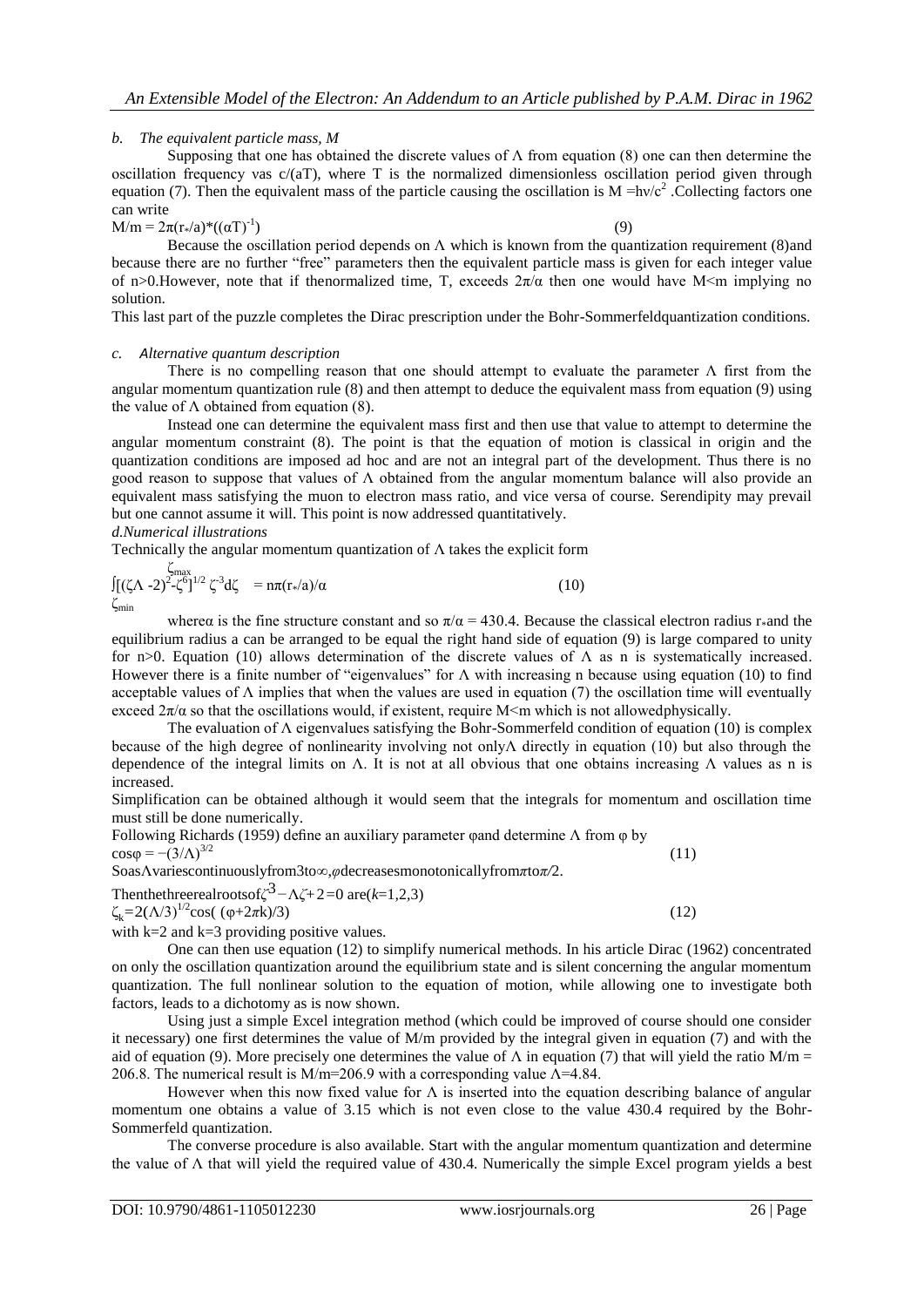*b. The equivalent particle mass, M*

Supposing that one has obtained the discrete values of $\Lambda$ from equation (8) one can then determine the oscillation frequency vas $c/(aT)$, where T is the normalized dimensionless oscillation period given through equation (7). Then the equivalent mass of the particle causing the oscillation is $M = h\nu/c^2$ .Collecting factors one can write

$$M/m = 2\pi(r_*/a)*((\alpha T)^{-1}) \quad (9)$$

Because the oscillation period depends on $\Lambda$ which is known from the quantization requirement (8)and because there are no further "free" parameters then the equivalent particle mass is given for each integer value of n>0.However, note that if thenormalized time, T, exceeds $2\pi/\alpha$ then one would have M<m implying no solution.

This last part of the puzzle completes the Dirac prescription under the Bohr-Sommerfeldquantization conditions.

*c. Alternative quantum description*

There is no compelling reason that one should attempt to evaluate the parameter $\Lambda$ first from the angular momentum quantization rule (8) and then attempt to deduce the equivalent mass from equation (9) using the value of $\Lambda$ obtained from equation (8).

Instead one can determine the equivalent mass first and then use that value to attempt to determine the angular momentum constraint (8). The point is that the equation of motion is classical in origin and the quantization conditions are imposed ad hoc and are not an integral part of the development. Thus there is no good reason to suppose that values of $\Lambda$ obtained from the angular momentum balance will also provide an equivalent mass satisfying the muon to electron mass ratio, and vice versa of course. Serendipity may prevail but one cannot assume it will. This point is now addressed quantitatively.

*d.Numerical illustrations*

Technically the angular momentum quantization of $\Lambda$ takes the explicit form

$$\int_{\zeta_{min}}^{\zeta_{max}} [(\zeta\Lambda - 2)^2 - \zeta^6]^{1/2} \zeta^{-3} d\zeta = n\pi(r_*/a)/\alpha \quad (10)$$

where$\alpha$ is the fine structure constant and so $\pi/\alpha = 430.4$. Because the classical electron radius $r_*$and the equilibrium radius a can be arranged to be equal the right hand side of equation (9) is large compared to unity for n>0. Equation (10) allows determination of the discrete values of $\Lambda$ as n is systematically increased. However there is a finite number of "eigenvalues" for $\Lambda$ with increasing n because using equation (10) to find acceptable values of $\Lambda$ implies that when the values are used in equation (7) the oscillation time will eventually exceed $2\pi/\alpha$ so that the oscillations would, if existent, require M<m which is not allowedphysically.

The evaluation of $\Lambda$ eigenvalues satisfying the Bohr-Sommerfeld condition of equation (10) is complex because of the high degree of nonlinearity involving not only$\Lambda$ directly in equation (10) but also through the dependence of the integral limits on $\Lambda$. It is not at all obvious that one obtains increasing $\Lambda$ values as n is increased.

Simplification can be obtained although it would seem that the integrals for momentum and oscillation time must still be done numerically.

Following Richards (1959) define an auxiliary parameter $\varphi$and determine $\Lambda$ from $\varphi$ by

$$\cos\varphi = -(3/\Lambda)^{3/2} \quad (11)$$

SoasΛvariescontinuouslyfrom3to∞,φdecreasesmonotonicallyfromπtoπ/2.

Thenthethreerealrootsof$\zeta^3 - \Lambda\zeta + 2 = 0$ are($k$=1,2,3)

$$\zeta_k = 2(\Lambda/3)^{1/2}\cos((\varphi + 2\pi k)/3) \quad (12)$$

with k=2 and k=3 providing positive values.

One can then use equation (12) to simplify numerical methods. In his article Dirac (1962) concentrated on only the oscillation quantization around the equilibrium state and is silent concerning the angular momentum quantization. The full nonlinear solution to the equation of motion, while allowing one to investigate both factors, leads to a dichotomy as is now shown.

Using just a simple Excel integration method (which could be improved of course should one consider it necessary) one first determines the value of M/m provided by the integral given in equation (7) and with the aid of equation (9). More precisely one determines the value of $\Lambda$ in equation (7) that will yield the ratio M/m = 206.8. The numerical result is M/m=206.9 with a corresponding value $\Lambda$=4.84.

However when this now fixed value for $\Lambda$ is inserted into the equation describing balance of angular momentum one obtains a value of 3.15 which is not even close to the value 430.4 required by the Bohr-Sommerfeld quantization.

The converse procedure is also available. Start with the angular momentum quantization and determine the value of $\Lambda$ that will yield the required value of 430.4. Numerically the simple Excel program yields a best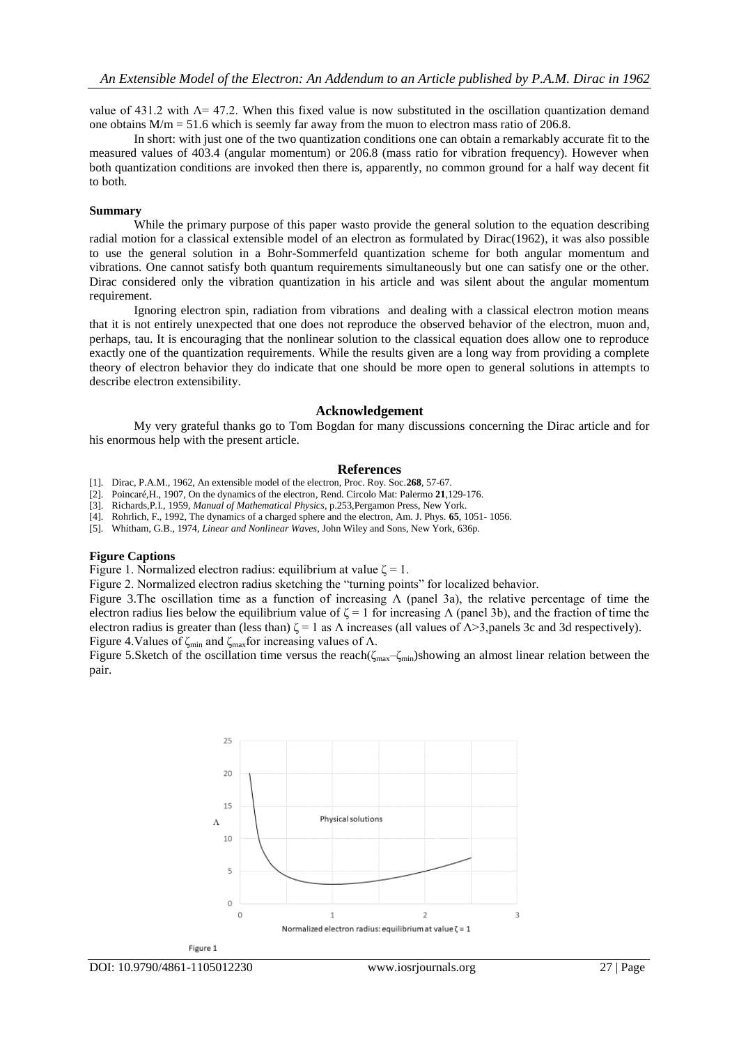value of 431.2 with $\Lambda = 47.2$. When this fixed value is now substituted in the oscillation quantization demand one obtains $M/m = 51.6$ which is seemly far away from the muon to electron mass ratio of 206.8.

In short: with just one of the two quantization conditions one can obtain a remarkably accurate fit to the measured values of 403.4 (angular momentum) or 206.8 (mass ratio for vibration frequency). However when both quantization conditions are invoked then there is, apparently, no common ground for a half way decent fit to both.

**Summary**

While the primary purpose of this paper wasto provide the general solution to the equation describing radial motion for a classical extensible model of an electron as formulated by Dirac(1962), it was also possible to use the general solution in a Bohr-Sommerfeld quantization scheme for both angular momentum and vibrations. One cannot satisfy both quantum requirements simultaneously but one can satisfy one or the other. Dirac considered only the vibration quantization in his article and was silent about the angular momentum requirement.

Ignoring electron spin, radiation from vibrations and dealing with a classical electron motion means that it is not entirely unexpected that one does not reproduce the observed behavior of the electron, muon and, perhaps, tau. It is encouraging that the nonlinear solution to the classical equation does allow one to reproduce exactly one of the quantization requirements. While the results given are a long way from providing a complete theory of electron behavior they do indicate that one should be more open to general solutions in attempts to describe electron extensibility.

## Acknowledgement

My very grateful thanks go to Tom Bogdan for many discussions concerning the Dirac article and for his enormous help with the present article.

## References

[1]. Dirac, P.A.M., 1962, An extensible model of the electron, Proc. Roy. Soc.**268**, 57-67.
[2]. Poincaré,H., 1907, On the dynamics of the electron, Rend. Circolo Mat: Palermo **21**,129-176.
[3]. Richards,P.I., 1959, *Manual of Mathematical Physics*, p.253,Pergamon Press, New York.
[4]. Rohrlich, F., 1992, The dynamics of a charged sphere and the electron, Am. J. Phys. **65**, 1051- 1056.
[5]. Whitham, G.B., 1974, *Linear and Nonlinear Waves*, John Wiley and Sons, New York, 636p.

**Figure Captions**

Figure 1. Normalized electron radius: equilibrium at value $\zeta = 1$.

Figure 2. Normalized electron radius sketching the "turning points" for localized behavior.

Figure 3.The oscillation time as a function of increasing $\Lambda$ (panel 3a), the relative percentage of time the electron radius lies below the equilibrium value of $\zeta = 1$ for increasing $\Lambda$ (panel 3b), and the fraction of time the electron radius is greater than (less than) $\zeta = 1$ as $\Lambda$ increases (all values of $\Lambda > 3$,panels 3c and 3d respectively).

Figure 4.Values of $\zeta_{min}$ and $\zeta_{max}$for increasing values of $\Lambda$.

Figure 5.Sketch of the oscillation time versus the reach($\zeta_{max}-\zeta_{min}$)showing an almost linear relation between the pair.

Figure 1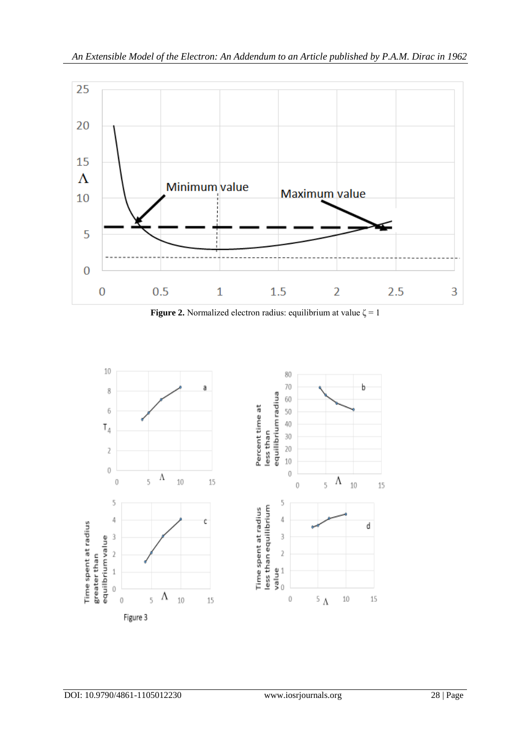**Figure 2.** Normalized electron radius: equilibrium at value $\zeta = 1$

Figure 3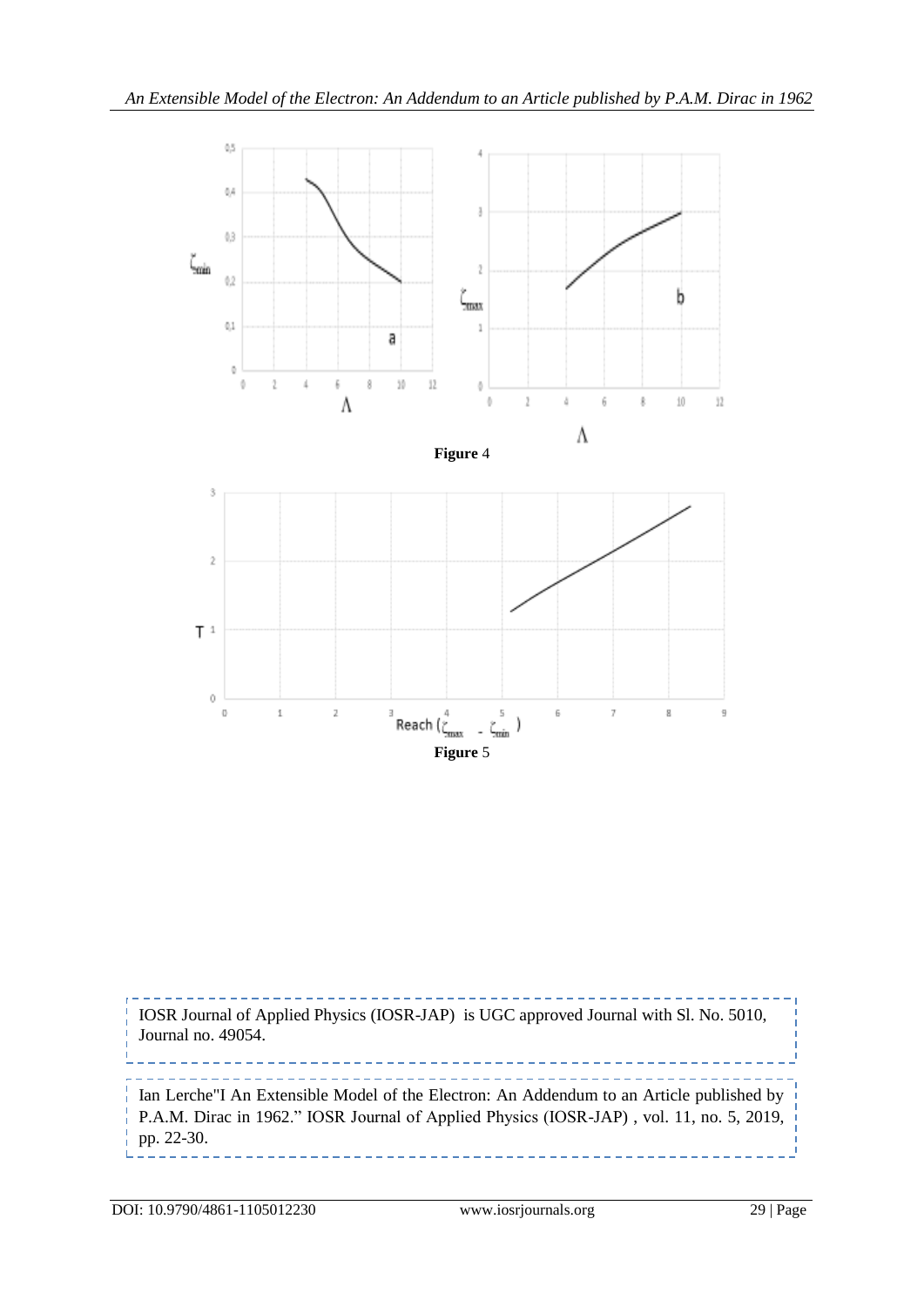0,5

0,4

0,3

$\zeta_{min}$

0,2

0,1

0

0 2 4 6 8 10 12

a

$\Lambda$

4

3

2

$\zeta_{max}$

1

0

0 2 4 6 8 10 12

b

$\Lambda$

**Figure** 4

3

2

T 1

0

0 1 2 3 4 5 6 7 8 9

Reach ($\zeta_{max}$ - $\zeta_{min}$ )

**Figure** 5

IOSR Journal of Applied Physics (IOSR-JAP) is UGC approved Journal with Sl. No. 5010, Journal no. 49054.

Ian Lerche"I An Extensible Model of the Electron: An Addendum to an Article published by P.A.M. Dirac in 1962." IOSR Journal of Applied Physics (IOSR-JAP) , vol. 11, no. 5, 2019, pp. 22-30.